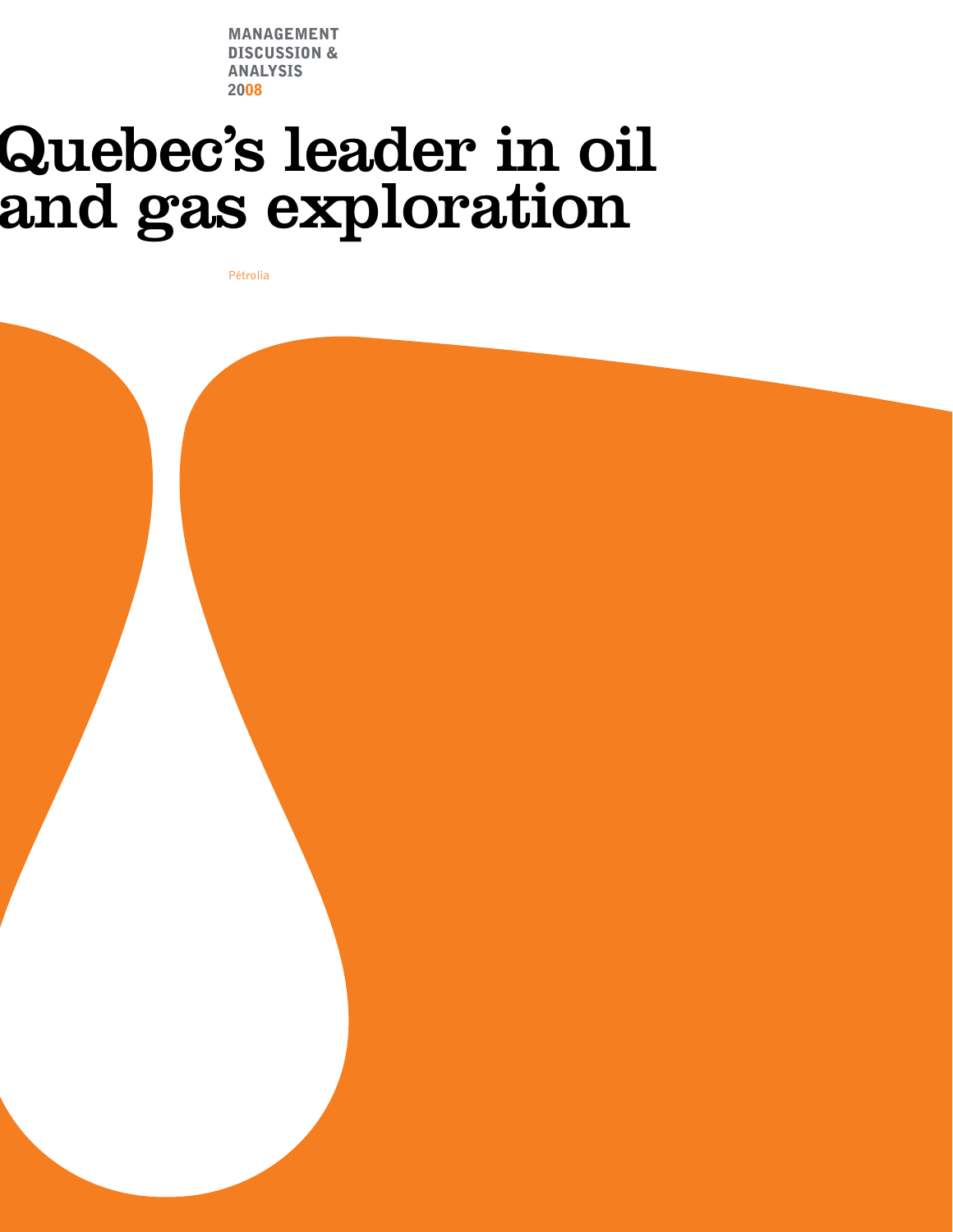MANAGEMENT
DISCUSSION &
ANALYSIS
2008

# Quebec's leader in oil and gas exploration

Pétrolia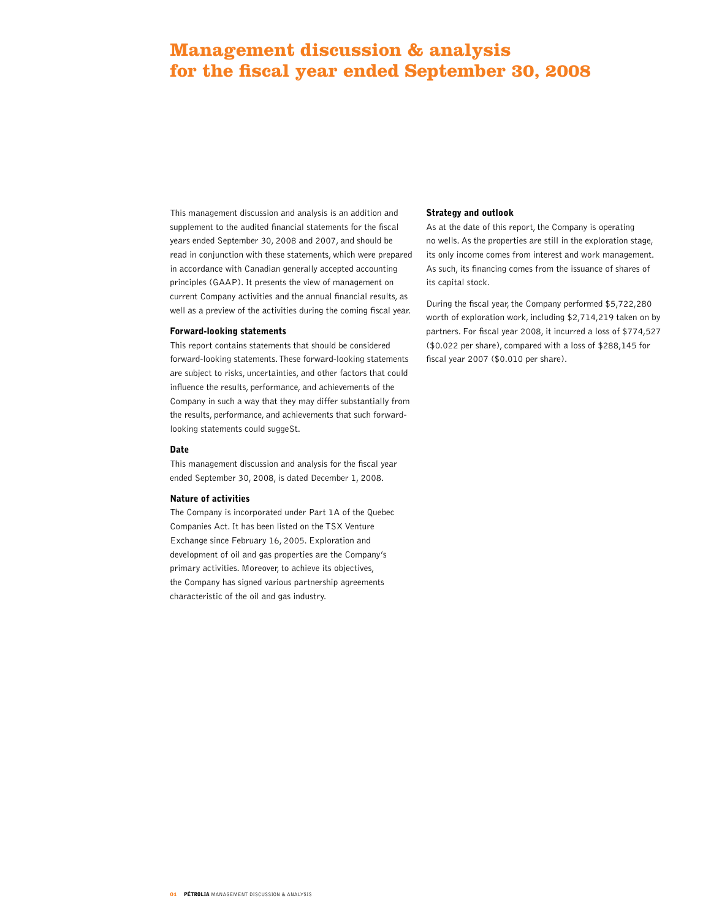# Management discussion & analysis for the fiscal year ended September 30, 2008

This management discussion and analysis is an addition and supplement to the audited financial statements for the fiscal years ended September 30, 2008 and 2007, and should be read in conjunction with these statements, which were prepared in accordance with Canadian generally accepted accounting principles (GAAP). It presents the view of management on current Company activities and the annual financial results, as well as a preview of the activities during the coming fiscal year.

### Forward-looking statements

This report contains statements that should be considered forward-looking statements. These forward-looking statements are subject to risks, uncertainties, and other factors that could influence the results, performance, and achievements of the Company in such a way that they may differ substantially from the results, performance, and achievements that such forward-looking statements could suggeSt.

### Date

This management discussion and analysis for the fiscal year ended September 30, 2008, is dated December 1, 2008.

### Nature of activities

The Company is incorporated under Part 1A of the Quebec Companies Act. It has been listed on the TSX Venture Exchange since February 16, 2005. Exploration and development of oil and gas properties are the Company's primary activities. Moreover, to achieve its objectives, the Company has signed various partnership agreements characteristic of the oil and gas industry.

### Strategy and outlook

As at the date of this report, the Company is operating no wells. As the properties are still in the exploration stage, its only income comes from interest and work management. As such, its financing comes from the issuance of shares of its capital stock.

During the fiscal year, the Company performed $5,722,280 worth of exploration work, including $2,714,219 taken on by partners. For fiscal year 2008, it incurred a loss of $774,527 ($0.022 per share), compared with a loss of $288,145 for fiscal year 2007 ($0.010 per share).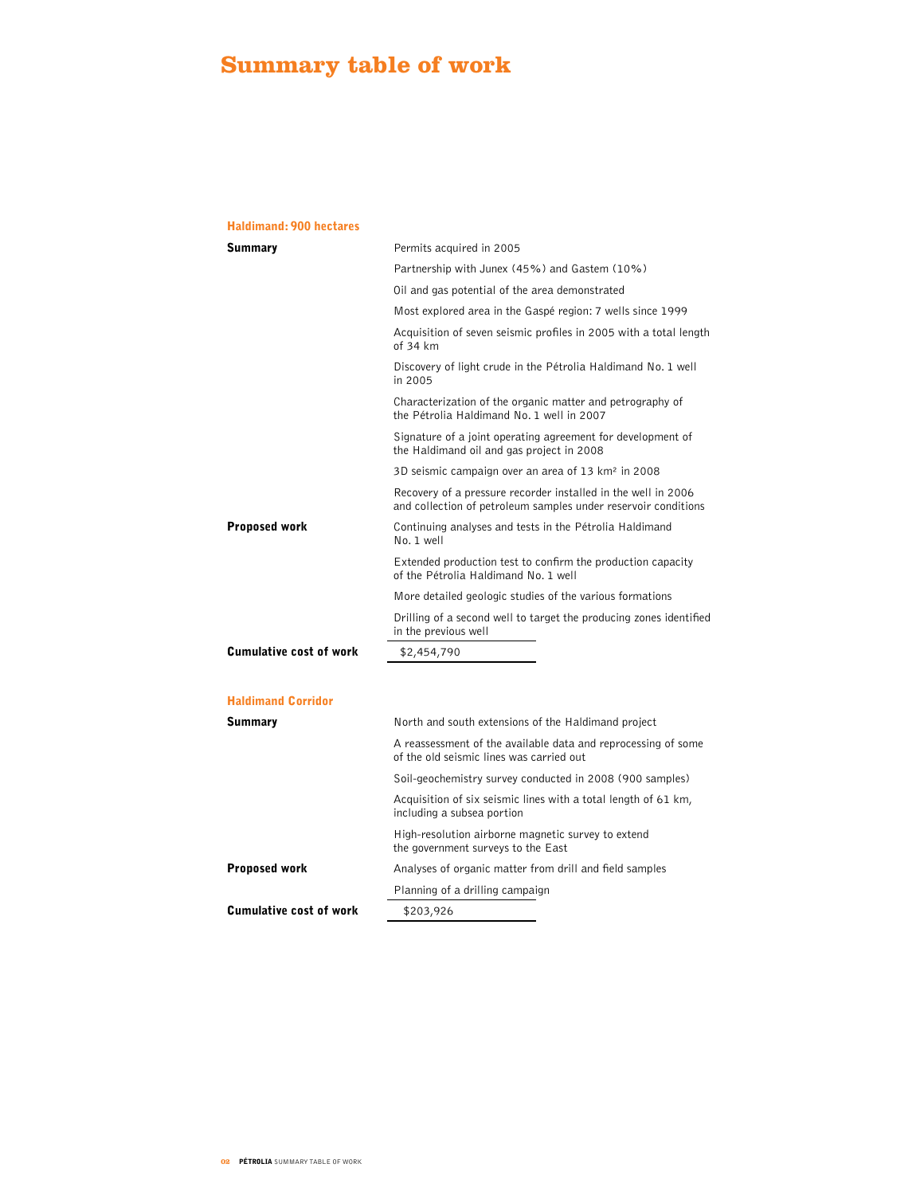# Summary table of work

## Haldimand: 900 hectares

**Summary**

- Permits acquired in 2005
- Partnership with Junex (45%) and Gastem (10%)
- Oil and gas potential of the area demonstrated
- Most explored area in the Gaspé region: 7 wells since 1999
- Acquisition of seven seismic profiles in 2005 with a total length of 34 km
- Discovery of light crude in the Pétrolia Haldimand No. 1 well in 2005
- Characterization of the organic matter and petrography of the Pétrolia Haldimand No. 1 well in 2007
- Signature of a joint operating agreement for development of the Haldimand oil and gas project in 2008
- 3D seismic campaign over an area of 13 km² in 2008
- Recovery of a pressure recorder installed in the well in 2006 and collection of petroleum samples under reservoir conditions

**Proposed work**

- Continuing analyses and tests in the Pétrolia Haldimand No. 1 well
- Extended production test to confirm the production capacity of the Pétrolia Haldimand No. 1 well
- More detailed geologic studies of the various formations
- Drilling of a second well to target the producing zones identified in the previous well

**Cumulative cost of work**: $2,454,790

## Haldimand Corridor

**Summary**

- North and south extensions of the Haldimand project
- A reassessment of the available data and reprocessing of some of the old seismic lines was carried out
- Soil-geochemistry survey conducted in 2008 (900 samples)
- Acquisition of six seismic lines with a total length of 61 km, including a subsea portion
- High-resolution airborne magnetic survey to extend the government surveys to the East

**Proposed work**

- Analyses of organic matter from drill and field samples
- Planning of a drilling campaign

**Cumulative cost of work**: $203,926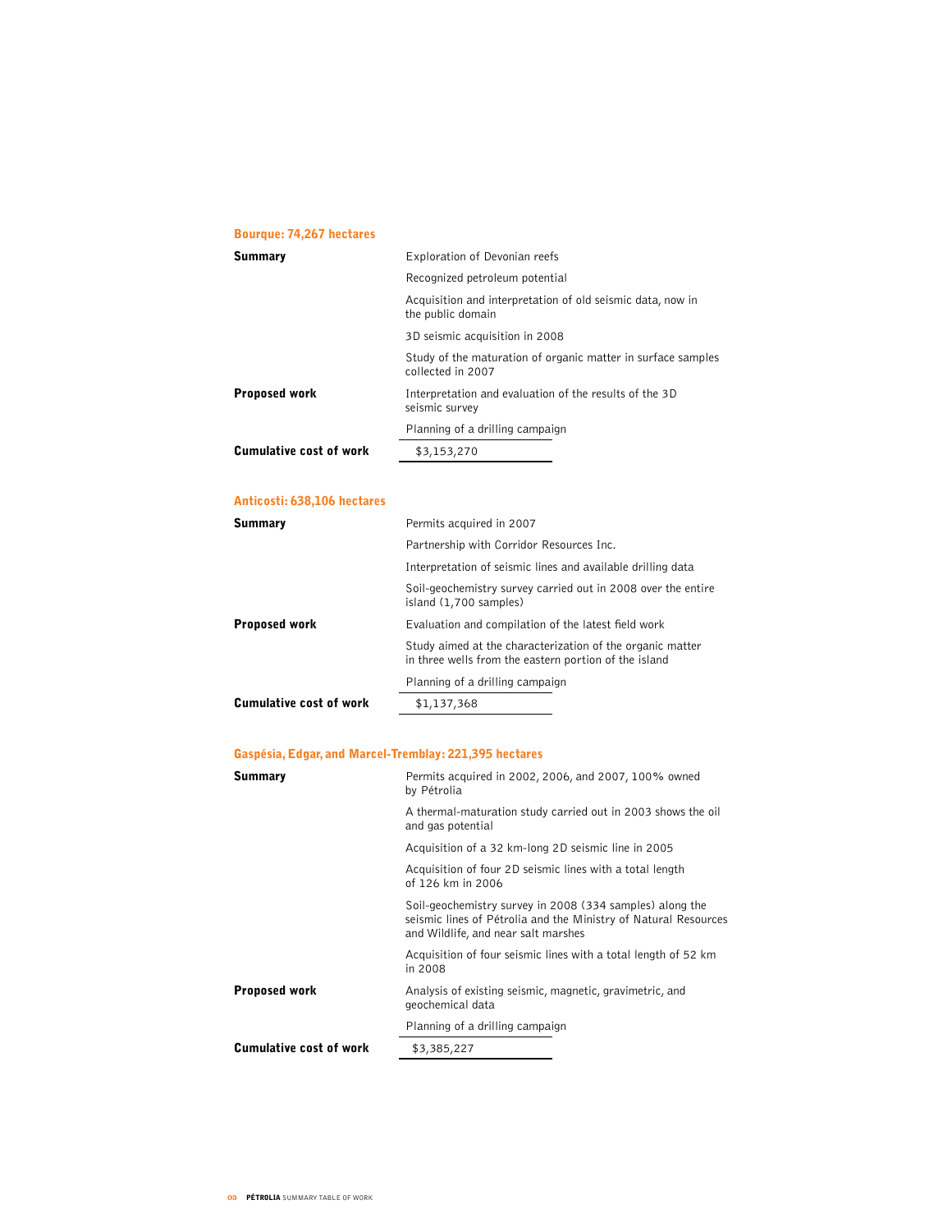## Bourque: 74,267 hectares

| | |
|---|---|
| **Summary** | Exploration of Devonian reefs |
| | Recognized petroleum potential |
| | Acquisition and interpretation of old seismic data, now in the public domain |
| | 3D seismic acquisition in 2008 |
| | Study of the maturation of organic matter in surface samples collected in 2007 |
| **Proposed work** | Interpretation and evaluation of the results of the 3D seismic survey |
| | Planning of a drilling campaign |
| **Cumulative cost of work** | $3,153,270 |

## Anticosti: 638,106 hectares

| | |
|---|---|
| **Summary** | Permits acquired in 2007 |
| | Partnership with Corridor Resources Inc. |
| | Interpretation of seismic lines and available drilling data |
| | Soil-geochemistry survey carried out in 2008 over the entire island (1,700 samples) |
| **Proposed work** | Evaluation and compilation of the latest field work |
| | Study aimed at the characterization of the organic matter in three wells from the eastern portion of the island |
| | Planning of a drilling campaign |
| **Cumulative cost of work** | $1,137,368 |

## Gaspésia, Edgar, and Marcel-Tremblay: 221,395 hectares

| | |
|---|---|
| **Summary** | Permits acquired in 2002, 2006, and 2007, 100% owned by Pétrolia |
| | A thermal-maturation study carried out in 2003 shows the oil and gas potential |
| | Acquisition of a 32 km-long 2D seismic line in 2005 |
| | Acquisition of four 2D seismic lines with a total length of 126 km in 2006 |
| | Soil-geochemistry survey in 2008 (334 samples) along the seismic lines of Pétrolia and the Ministry of Natural Resources and Wildlife, and near salt marshes |
| | Acquisition of four seismic lines with a total length of 52 km in 2008 |
| **Proposed work** | Analysis of existing seismic, magnetic, gravimetric, and geochemical data |
| | Planning of a drilling campaign |
| **Cumulative cost of work** | $3,385,227 |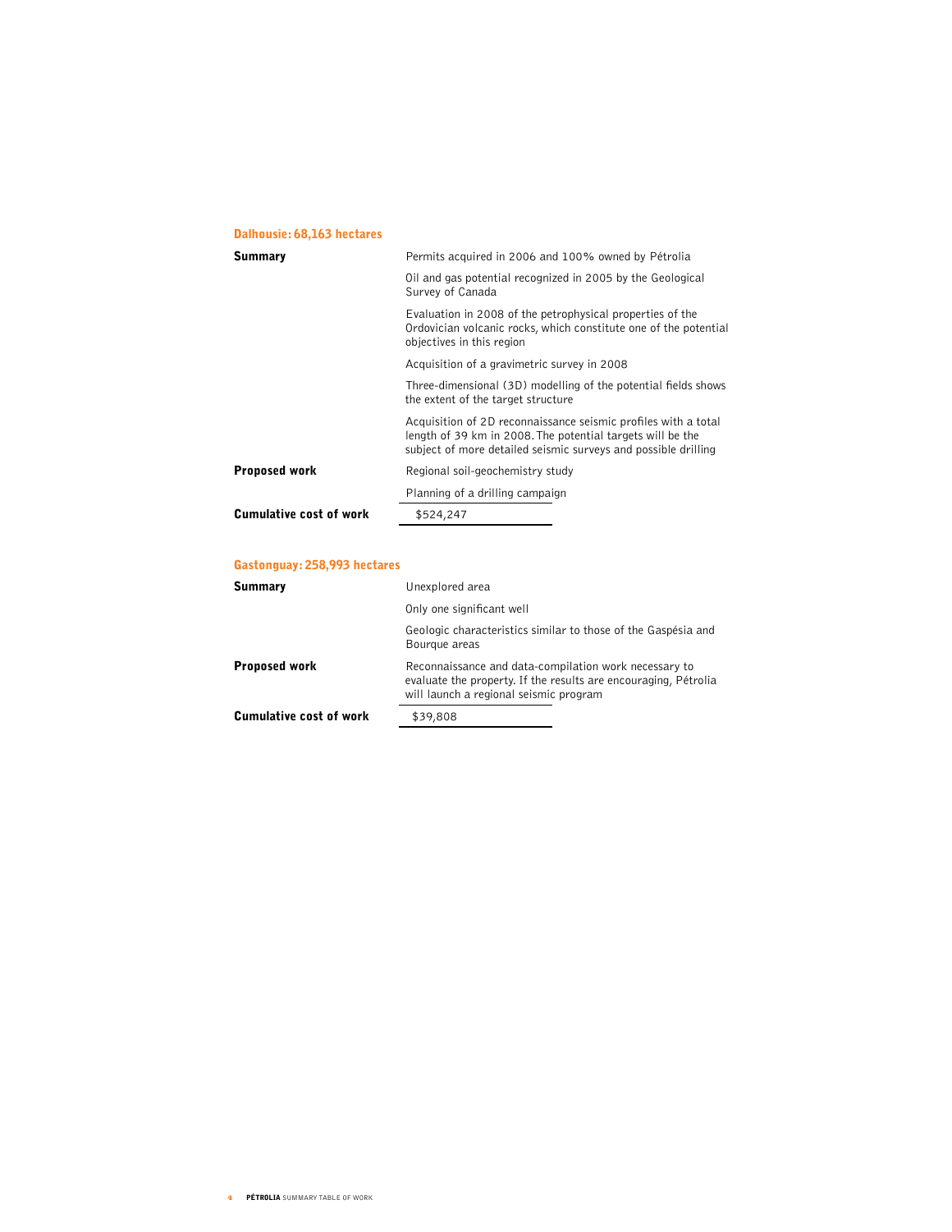## Dalhousie: 68,163 hectares

| | |
|---|---|
| **Summary** | Permits acquired in 2006 and 100% owned by Pétrolia |
| | Oil and gas potential recognized in 2005 by the Geological Survey of Canada |
| | Evaluation in 2008 of the petrophysical properties of the Ordovician volcanic rocks, which constitute one of the potential objectives in this region |
| | Acquisition of a gravimetric survey in 2008 |
| | Three-dimensional (3D) modelling of the potential fields shows the extent of the target structure |
| | Acquisition of 2D reconnaissance seismic profiles with a total length of 39 km in 2008. The potential targets will be the subject of more detailed seismic surveys and possible drilling |
| **Proposed work** | Regional soil-geochemistry study |
| | Planning of a drilling campaign |
| **Cumulative cost of work** | $524,247 |

## Gastonguay: 258,993 hectares

| | |
|---|---|
| **Summary** | Unexplored area |
| | Only one significant well |
| | Geologic characteristics similar to those of the Gaspésia and Bourque areas |
| **Proposed work** | Reconnaissance and data-compilation work necessary to evaluate the property. If the results are encouraging, Pétrolia will launch a regional seismic program |
| **Cumulative cost of work** | $39,808 |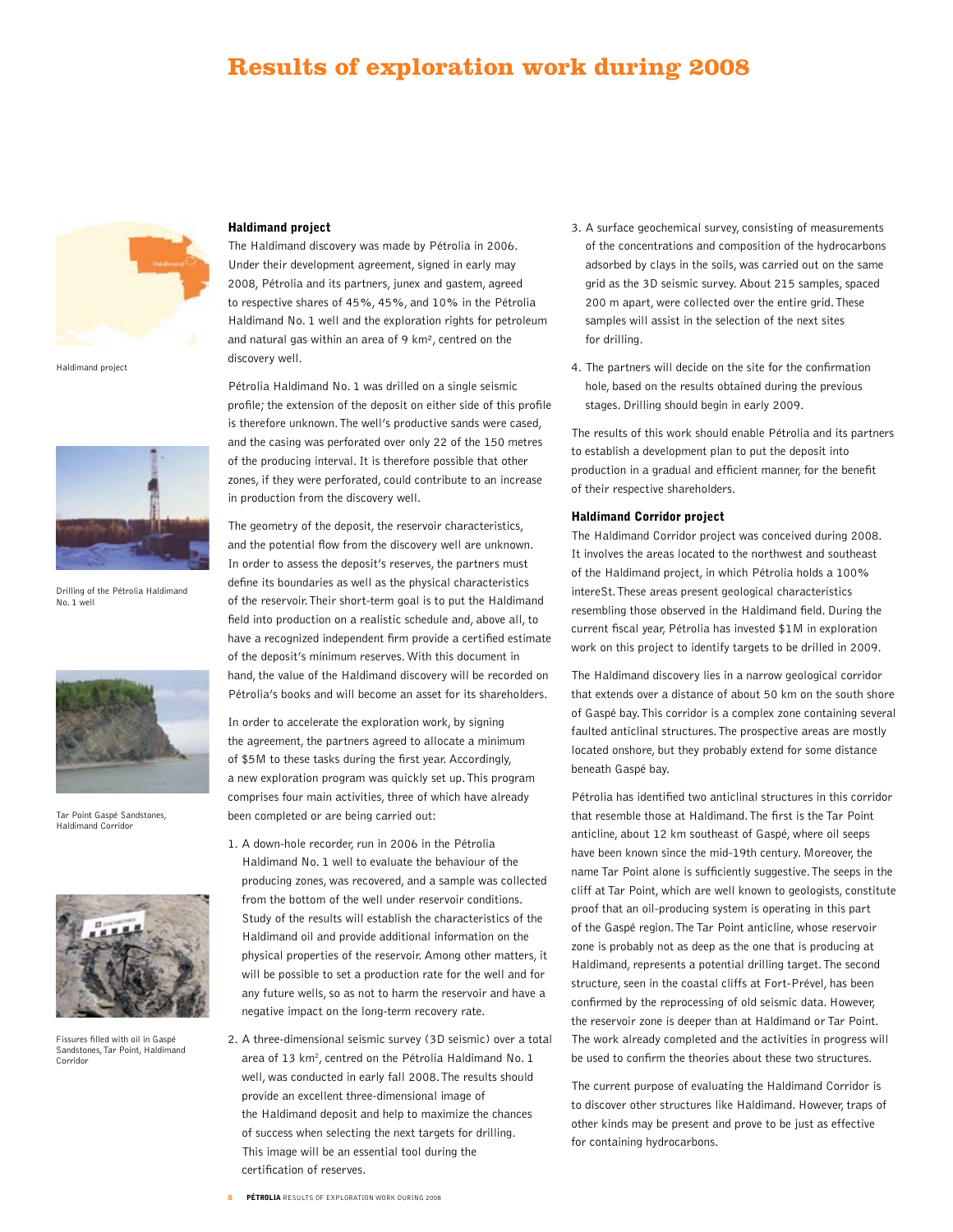// Results of exploration work during 2008

# Results of exploration work during 2008

Haldimand project

Drilling of the Pétrolia Haldimand No. 1 well

Tar Point Gaspé Sandstones, Haldimand Corridor

Fissures filled with oil in Gaspé Sandstones, Tar Point, Haldimand Corridor

### Haldimand project

The Haldimand discovery was made by Pétrolia in 2006. Under their development agreement, signed in early may 2008, Pétrolia and its partners, junex and gastem, agreed to respective shares of 45%, 45%, and 10% in the Pétrolia Haldimand No. 1 well and the exploration rights for petroleum and natural gas within an area of 9 km², centred on the discovery well.

Pétrolia Haldimand No. 1 was drilled on a single seismic profile; the extension of the deposit on either side of this profile is therefore unknown. The well's productive sands were cased, and the casing was perforated over only 22 of the 150 metres of the producing interval. It is therefore possible that other zones, if they were perforated, could contribute to an increase in production from the discovery well.

The geometry of the deposit, the reservoir characteristics, and the potential flow from the discovery well are unknown. In order to assess the deposit's reserves, the partners must define its boundaries as well as the physical characteristics of the reservoir. Their short-term goal is to put the Haldimand field into production on a realistic schedule and, above all, to have a recognized independent firm provide a certified estimate of the deposit's minimum reserves. With this document in hand, the value of the Haldimand discovery will be recorded on Pétrolia's books and will become an asset for its shareholders.

In order to accelerate the exploration work, by signing the agreement, the partners agreed to allocate a minimum of $5M to these tasks during the first year. Accordingly, a new exploration program was quickly set up. This program comprises four main activities, three of which have already been completed or are being carried out:

1. A down-hole recorder, run in 2006 in the Pétrolia Haldimand No. 1 well to evaluate the behaviour of the producing zones, was recovered, and a sample was collected from the bottom of the well under reservoir conditions. Study of the results will establish the characteristics of the Haldimand oil and provide additional information on the physical properties of the reservoir. Among other matters, it will be possible to set a production rate for the well and for any future wells, so as not to harm the reservoir and have a negative impact on the long-term recovery rate.
2. A three-dimensional seismic survey (3D seismic) over a total area of 13 km², centred on the Pétrolia Haldimand No. 1 well, was conducted in early fall 2008. The results should provide an excellent three-dimensional image of the Haldimand deposit and help to maximize the chances of success when selecting the next targets for drilling. This image will be an essential tool during the certification of reserves.
3. A surface geochemical survey, consisting of measurements of the concentrations and composition of the hydrocarbons adsorbed by clays in the soils, was carried out on the same grid as the 3D seismic survey. About 215 samples, spaced 200 m apart, were collected over the entire grid. These samples will assist in the selection of the next sites for drilling.
4. The partners will decide on the site for the confirmation hole, based on the results obtained during the previous stages. Drilling should begin in early 2009.

The results of this work should enable Pétrolia and its partners to establish a development plan to put the deposit into production in a gradual and efficient manner, for the benefit of their respective shareholders.

### Haldimand Corridor project

The Haldimand Corridor project was conceived during 2008. It involves the areas located to the northwest and southeast of the Haldimand project, in which Pétrolia holds a 100% intereSt. These areas present geological characteristics resembling those observed in the Haldimand field. During the current fiscal year, Pétrolia has invested $1M in exploration work on this project to identify targets to be drilled in 2009.

The Haldimand discovery lies in a narrow geological corridor that extends over a distance of about 50 km on the south shore of Gaspé bay. This corridor is a complex zone containing several faulted anticlinal structures. The prospective areas are mostly located onshore, but they probably extend for some distance beneath Gaspé bay.

Pétrolia has identified two anticlinal structures in this corridor that resemble those at Haldimand. The first is the Tar Point anticline, about 12 km southeast of Gaspé, where oil seeps have been known since the mid-19th century. Moreover, the name Tar Point alone is sufficiently suggestive. The seeps in the cliff at Tar Point, which are well known to geologists, constitute proof that an oil-producing system is operating in this part of the Gaspé region. The Tar Point anticline, whose reservoir zone is probably not as deep as the one that is producing at Haldimand, represents a potential drilling target. The second structure, seen in the coastal cliffs at Fort-Prével, has been confirmed by the reprocessing of old seismic data. However, the reservoir zone is deeper than at Haldimand or Tar Point. The work already completed and the activities in progress will be used to confirm the theories about these two structures.

The current purpose of evaluating the Haldimand Corridor is to discover other structures like Haldimand. However, traps of other kinds may be present and prove to be just as effective for containing hydrocarbons.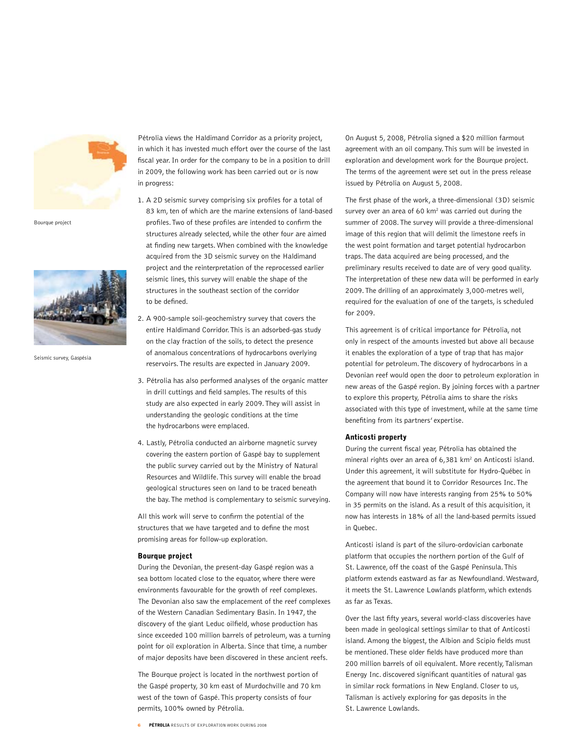Pétrolia views the Haldimand Corridor as a priority project, in which it has invested much effort over the course of the last fiscal year. In order for the company to be in a position to drill in 2009, the following work has been carried out or is now in progress:

1. A 2D seismic survey comprising six profiles for a total of 83 km, ten of which are the marine extensions of land-based profiles. Two of these profiles are intended to confirm the structures already selected, while the other four are aimed at finding new targets. When combined with the knowledge acquired from the 3D seismic survey on the Haldimand project and the reinterpretation of the reprocessed earlier seismic lines, this survey will enable the shape of the structures in the southeast section of the corridor to be defined.
2. A 900-sample soil-geochemistry survey that covers the entire Haldimand Corridor. This is an adsorbed-gas study on the clay fraction of the soils, to detect the presence of anomalous concentrations of hydrocarbons overlying reservoirs. The results are expected in January 2009.
3. Pétrolia has also performed analyses of the organic matter in drill cuttings and field samples. The results of this study are also expected in early 2009. They will assist in understanding the geologic conditions at the time the hydrocarbons were emplaced.
4. Lastly, Pétrolia conducted an airborne magnetic survey covering the eastern portion of Gaspé bay to supplement the public survey carried out by the Ministry of Natural Resources and Wildlife. This survey will enable the broad geological structures seen on land to be traced beneath the bay. The method is complementary to seismic surveying.

All this work will serve to confirm the potential of the structures that we have targeted and to define the most promising areas for follow-up exploration.

Bourque project

Seismic survey, Gaspésia

### Bourque project

During the Devonian, the present-day Gaspé region was a sea bottom located close to the equator, where there were environments favourable for the growth of reef complexes. The Devonian also saw the emplacement of the reef complexes of the Western Canadian Sedimentary Basin. In 1947, the discovery of the giant Leduc oilfield, whose production has since exceeded 100 million barrels of petroleum, was a turning point for oil exploration in Alberta. Since that time, a number of major deposits have been discovered in these ancient reefs.

The Bourque project is located in the northwest portion of the Gaspé property, 30 km east of Murdochville and 70 km west of the town of Gaspé. This property consists of four permits, 100% owned by Pétrolia.

On August 5, 2008, Pétrolia signed a $20 million farmout agreement with an oil company. This sum will be invested in exploration and development work for the Bourque project. The terms of the agreement were set out in the press release issued by Pétrolia on August 5, 2008.

The first phase of the work, a three-dimensional (3D) seismic survey over an area of 60 km$^2$ was carried out during the summer of 2008. The survey will provide a three-dimensional image of this region that will delimit the limestone reefs in the west point formation and target potential hydrocarbon traps. The data acquired are being processed, and the preliminary results received to date are of very good quality. The interpretation of these new data will be performed in early 2009. The drilling of an approximately 3,000-metres well, required for the evaluation of one of the targets, is scheduled for 2009.

This agreement is of critical importance for Pétrolia, not only in respect of the amounts invested but above all because it enables the exploration of a type of trap that has major potential for petroleum. The discovery of hydrocarbons in a Devonian reef would open the door to petroleum exploration in new areas of the Gaspé region. By joining forces with a partner to explore this property, Pétrolia aims to share the risks associated with this type of investment, while at the same time benefiting from its partners' expertise.

### Anticosti property

During the current fiscal year, Pétrolia has obtained the mineral rights over an area of 6,381 km$^2$ on Anticosti island. Under this agreement, it will substitute for Hydro-Québec in the agreement that bound it to Corridor Resources Inc. The Company will now have interests ranging from 25% to 50% in 35 permits on the island. As a result of this acquisition, it now has interests in 18% of all the land-based permits issued in Quebec.

Anticosti island is part of the siluro-ordovician carbonate platform that occupies the northern portion of the Gulf of St. Lawrence, off the coast of the Gaspé Peninsula. This platform extends eastward as far as Newfoundland. Westward, it meets the St. Lawrence Lowlands platform, which extends as far as Texas.

Over the last fifty years, several world-class discoveries have been made in geological settings similar to that of Anticosti island. Among the biggest, the Albion and Scipio fields must be mentioned. These older fields have produced more than 200 million barrels of oil equivalent. More recently, Talisman Energy Inc. discovered significant quantities of natural gas in similar rock formations in New England. Closer to us, Talisman is actively exploring for gas deposits in the St. Lawrence Lowlands.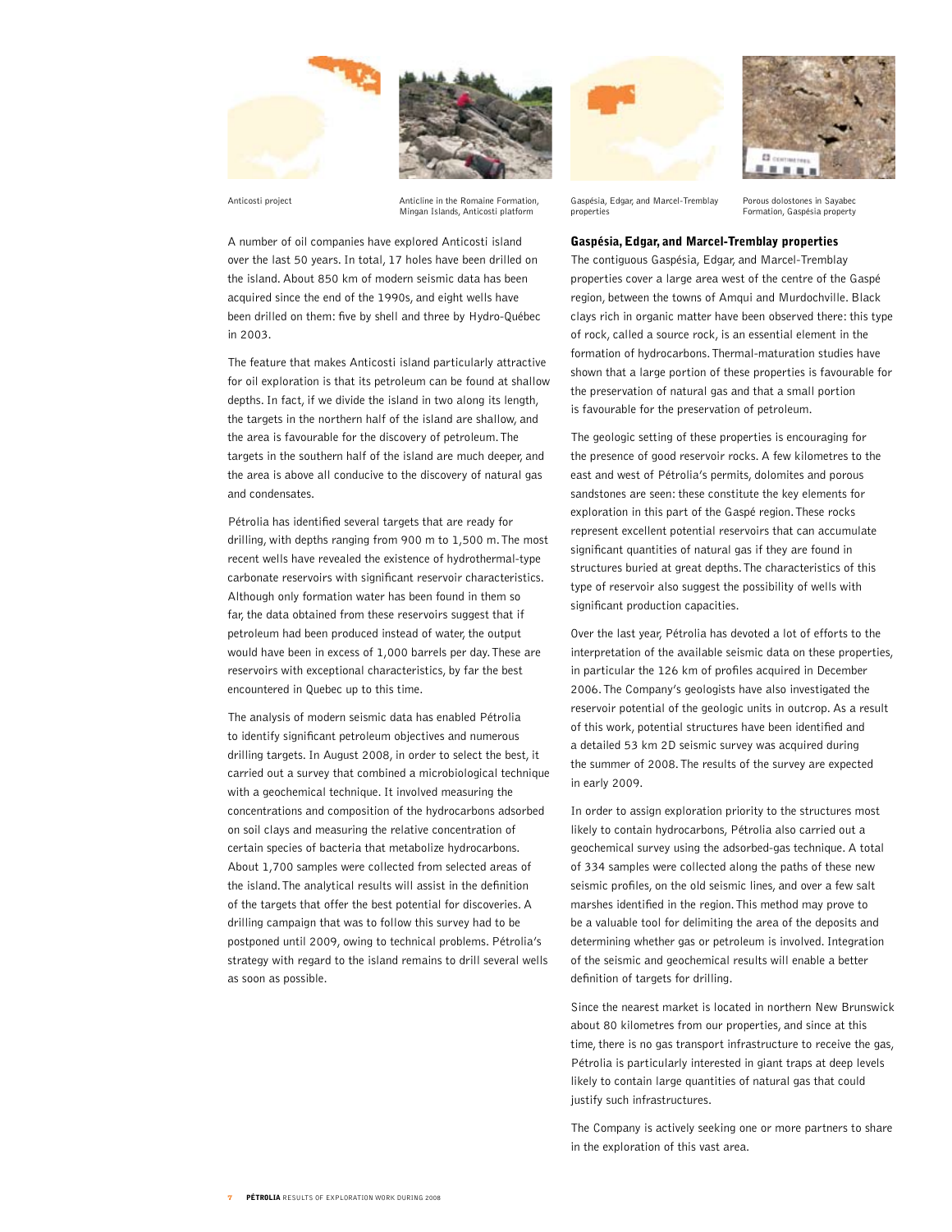Anticosti project

Anticline in the Romaine Formation, Mingan Islands, Anticosti platform

Gaspésia, Edgar, and Marcel-Tremblay properties

Porous dolostones in Sayabec Formation, Gaspésia property

A number of oil companies have explored Anticosti island over the last 50 years. In total, 17 holes have been drilled on the island. About 850 km of modern seismic data has been acquired since the end of the 1990s, and eight wells have been drilled on them: five by shell and three by Hydro-Québec in 2003.

The feature that makes Anticosti island particularly attractive for oil exploration is that its petroleum can be found at shallow depths. In fact, if we divide the island in two along its length, the targets in the northern half of the island are shallow, and the area is favourable for the discovery of petroleum. The targets in the southern half of the island are much deeper, and the area is above all conducive to the discovery of natural gas and condensates.

Pétrolia has identified several targets that are ready for drilling, with depths ranging from 900 m to 1,500 m. The most recent wells have revealed the existence of hydrothermal-type carbonate reservoirs with significant reservoir characteristics. Although only formation water has been found in them so far, the data obtained from these reservoirs suggest that if petroleum had been produced instead of water, the output would have been in excess of 1,000 barrels per day. These are reservoirs with exceptional characteristics, by far the best encountered in Quebec up to this time.

The analysis of modern seismic data has enabled Pétrolia to identify significant petroleum objectives and numerous drilling targets. In August 2008, in order to select the best, it carried out a survey that combined a microbiological technique with a geochemical technique. It involved measuring the concentrations and composition of the hydrocarbons adsorbed on soil clays and measuring the relative concentration of certain species of bacteria that metabolize hydrocarbons. About 1,700 samples were collected from selected areas of the island. The analytical results will assist in the definition of the targets that offer the best potential for discoveries. A drilling campaign that was to follow this survey had to be postponed until 2009, owing to technical problems. Pétrolia's strategy with regard to the island remains to drill several wells as soon as possible.

## Gaspésia, Edgar, and Marcel-Tremblay properties

The contiguous Gaspésia, Edgar, and Marcel-Tremblay properties cover a large area west of the centre of the Gaspé region, between the towns of Amqui and Murdochville. Black clays rich in organic matter have been observed there: this type of rock, called a source rock, is an essential element in the formation of hydrocarbons. Thermal-maturation studies have shown that a large portion of these properties is favourable for the preservation of natural gas and that a small portion is favourable for the preservation of petroleum.

The geologic setting of these properties is encouraging for the presence of good reservoir rocks. A few kilometres to the east and west of Pétrolia's permits, dolomites and porous sandstones are seen: these constitute the key elements for exploration in this part of the Gaspé region. These rocks represent excellent potential reservoirs that can accumulate significant quantities of natural gas if they are found in structures buried at great depths. The characteristics of this type of reservoir also suggest the possibility of wells with significant production capacities.

Over the last year, Pétrolia has devoted a lot of efforts to the interpretation of the available seismic data on these properties, in particular the 126 km of profiles acquired in December 2006. The Company's geologists have also investigated the reservoir potential of the geologic units in outcrop. As a result of this work, potential structures have been identified and a detailed 53 km 2D seismic survey was acquired during the summer of 2008. The results of the survey are expected in early 2009.

In order to assign exploration priority to the structures most likely to contain hydrocarbons, Pétrolia also carried out a geochemical survey using the adsorbed-gas technique. A total of 334 samples were collected along the paths of these new seismic profiles, on the old seismic lines, and over a few salt marshes identified in the region. This method may prove to be a valuable tool for delimiting the area of the deposits and determining whether gas or petroleum is involved. Integration of the seismic and geochemical results will enable a better definition of targets for drilling.

Since the nearest market is located in northern New Brunswick about 80 kilometres from our properties, and since at this time, there is no gas transport infrastructure to receive the gas, Pétrolia is particularly interested in giant traps at deep levels likely to contain large quantities of natural gas that could justify such infrastructures.

The Company is actively seeking one or more partners to share in the exploration of this vast area.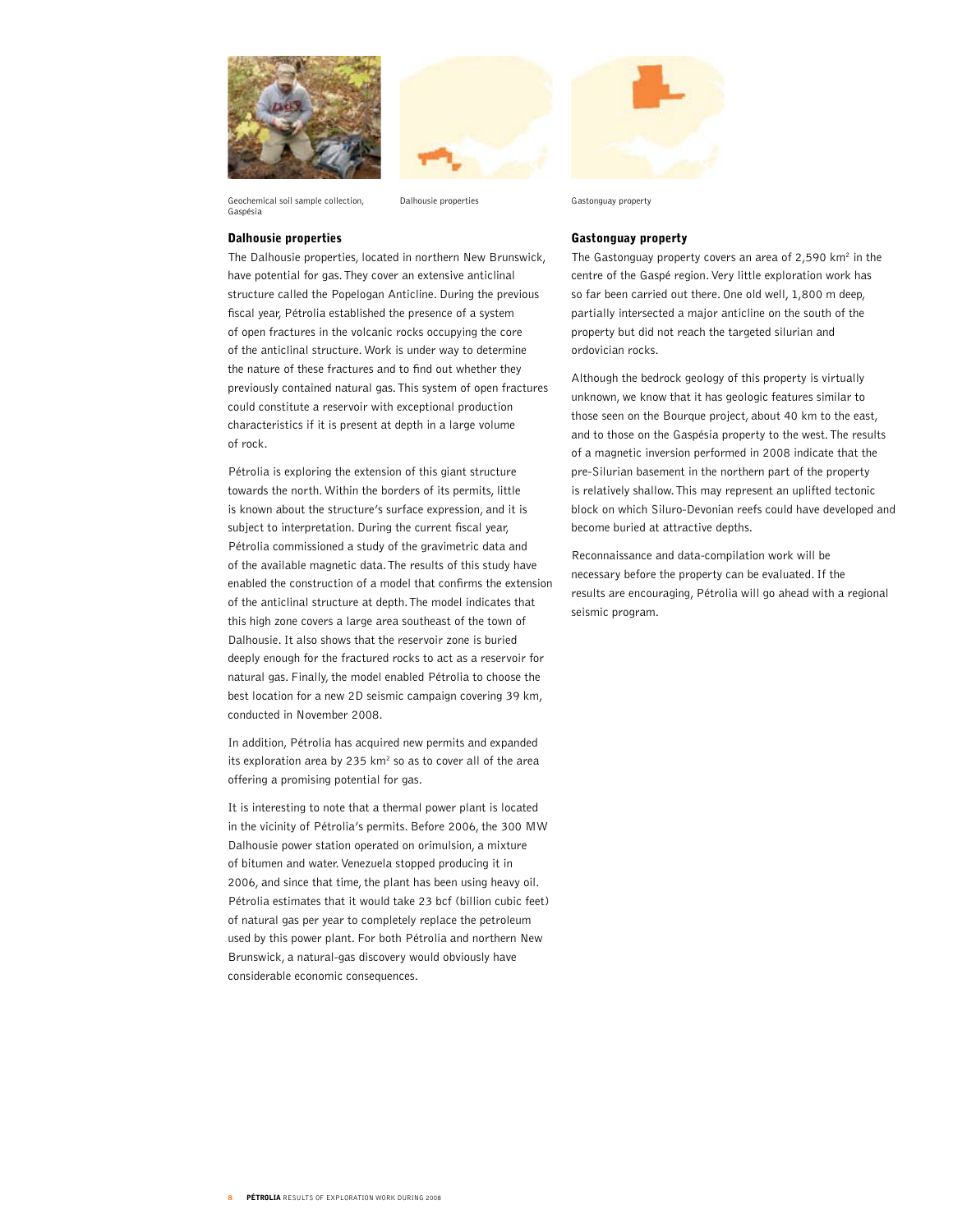Geochemical soil sample collection, Gaspésia

Dalhousie properties

Gastonguay property

## Dalhousie properties

The Dalhousie properties, located in northern New Brunswick, have potential for gas. They cover an extensive anticlinal structure called the Popelogan Anticline. During the previous fiscal year, Pétrolia established the presence of a system of open fractures in the volcanic rocks occupying the core of the anticlinal structure. Work is under way to determine the nature of these fractures and to find out whether they previously contained natural gas. This system of open fractures could constitute a reservoir with exceptional production characteristics if it is present at depth in a large volume of rock.

Pétrolia is exploring the extension of this giant structure towards the north. Within the borders of its permits, little is known about the structure's surface expression, and it is subject to interpretation. During the current fiscal year, Pétrolia commissioned a study of the gravimetric data and of the available magnetic data. The results of this study have enabled the construction of a model that confirms the extension of the anticlinal structure at depth. The model indicates that this high zone covers a large area southeast of the town of Dalhousie. It also shows that the reservoir zone is buried deeply enough for the fractured rocks to act as a reservoir for natural gas. Finally, the model enabled Pétrolia to choose the best location for a new 2D seismic campaign covering 39 km, conducted in November 2008.

In addition, Pétrolia has acquired new permits and expanded its exploration area by 235 km$^2$ so as to cover all of the area offering a promising potential for gas.

It is interesting to note that a thermal power plant is located in the vicinity of Pétrolia's permits. Before 2006, the 300 MW Dalhousie power station operated on orimulsion, a mixture of bitumen and water. Venezuela stopped producing it in 2006, and since that time, the plant has been using heavy oil. Pétrolia estimates that it would take 23 bcf (billion cubic feet) of natural gas per year to completely replace the petroleum used by this power plant. For both Pétrolia and northern New Brunswick, a natural-gas discovery would obviously have considerable economic consequences.

## Gastonguay property

The Gastonguay property covers an area of 2,590 km$^2$ in the centre of the Gaspé region. Very little exploration work has so far been carried out there. One old well, 1,800 m deep, partially intersected a major anticline on the south of the property but did not reach the targeted silurian and ordovician rocks.

Although the bedrock geology of this property is virtually unknown, we know that it has geologic features similar to those seen on the Bourque project, about 40 km to the east, and to those on the Gaspésia property to the west. The results of a magnetic inversion performed in 2008 indicate that the pre-Silurian basement in the northern part of the property is relatively shallow. This may represent an uplifted tectonic block on which Siluro-Devonian reefs could have developed and become buried at attractive depths.

Reconnaissance and data-compilation work will be necessary before the property can be evaluated. If the results are encouraging, Pétrolia will go ahead with a regional seismic program.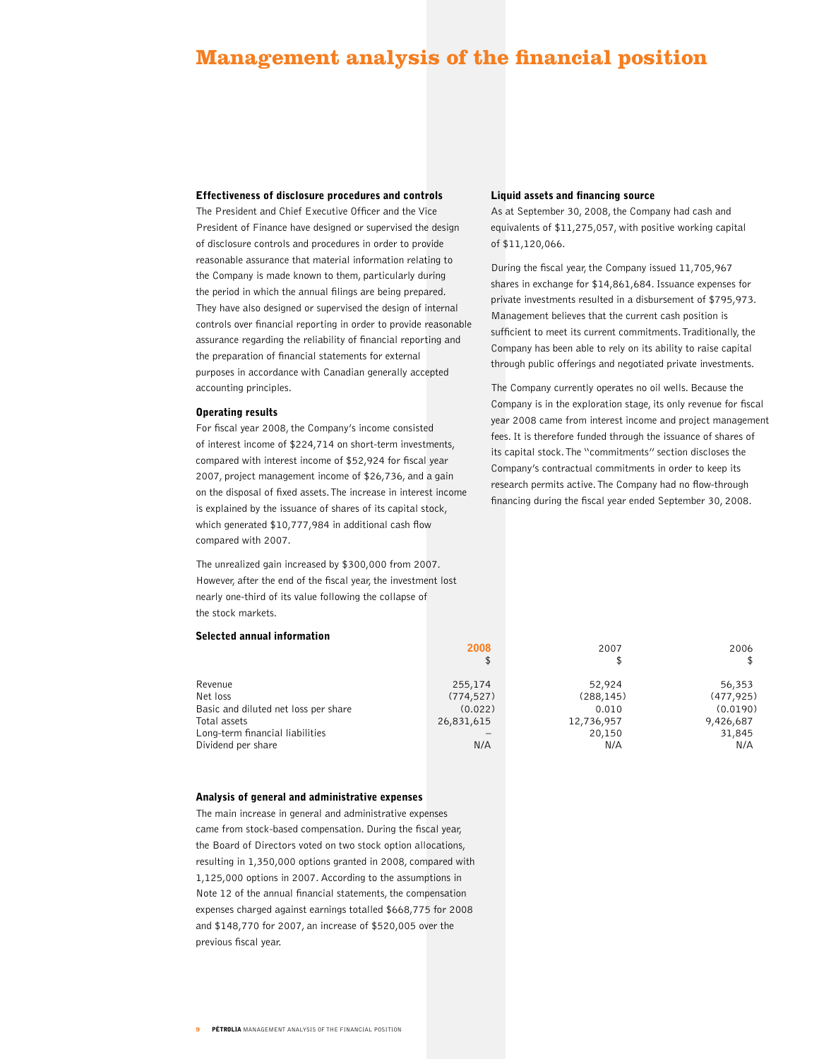# Management analysis of the financial position

### Effectiveness of disclosure procedures and controls

The President and Chief Executive Officer and the Vice President of Finance have designed or supervised the design of disclosure controls and procedures in order to provide reasonable assurance that material information relating to the Company is made known to them, particularly during the period in which the annual filings are being prepared. They have also designed or supervised the design of internal controls over financial reporting in order to provide reasonable assurance regarding the reliability of financial reporting and the preparation of financial statements for external purposes in accordance with Canadian generally accepted accounting principles.

### Operating results

For fiscal year 2008, the Company's income consisted of interest income of $224,714 on short-term investments, compared with interest income of $52,924 for fiscal year 2007, project management income of $26,736, and a gain on the disposal of fixed assets. The increase in interest income is explained by the issuance of shares of its capital stock, which generated $10,777,984 in additional cash flow compared with 2007.

The unrealized gain increased by $300,000 from 2007. However, after the end of the fiscal year, the investment lost nearly one-third of its value following the collapse of the stock markets.

### Liquid assets and financing source

As at September 30, 2008, the Company had cash and equivalents of $11,275,057, with positive working capital of $11,120,066.

During the fiscal year, the Company issued 11,705,967 shares in exchange for $14,861,684. Issuance expenses for private investments resulted in a disbursement of $795,973. Management believes that the current cash position is sufficient to meet its current commitments. Traditionally, the Company has been able to rely on its ability to raise capital through public offerings and negotiated private investments.

The Company currently operates no oil wells. Because the Company is in the exploration stage, its only revenue for fiscal year 2008 came from interest income and project management fees. It is therefore funded through the issuance of shares of its capital stock. The "commitments" section discloses the Company's contractual commitments in order to keep its research permits active. The Company had no flow-through financing during the fiscal year ended September 30, 2008.

### Selected annual information

| | 2008<br>$ | 2007<br>$ | 2006<br>$ |
|---|---|---|---|
| Revenue | 255,174 | 52,924 | 56,353 |
| Net loss | (774,527) | (288,145) | (477,925) |
| Basic and diluted net loss per share | (0.022) | 0.010 | (0.0190) |
| Total assets | 26,831,615 | 12,736,957 | 9,426,687 |
| Long-term financial liabilities | – | 20,150 | 31,845 |
| Dividend per share | N/A | N/A | N/A |

### Analysis of general and administrative expenses

The main increase in general and administrative expenses came from stock-based compensation. During the fiscal year, the Board of Directors voted on two stock option allocations, resulting in 1,350,000 options granted in 2008, compared with 1,125,000 options in 2007. According to the assumptions in Note 12 of the annual financial statements, the compensation expenses charged against earnings totalled $668,775 for 2008 and $148,770 for 2007, an increase of $520,005 over the previous fiscal year.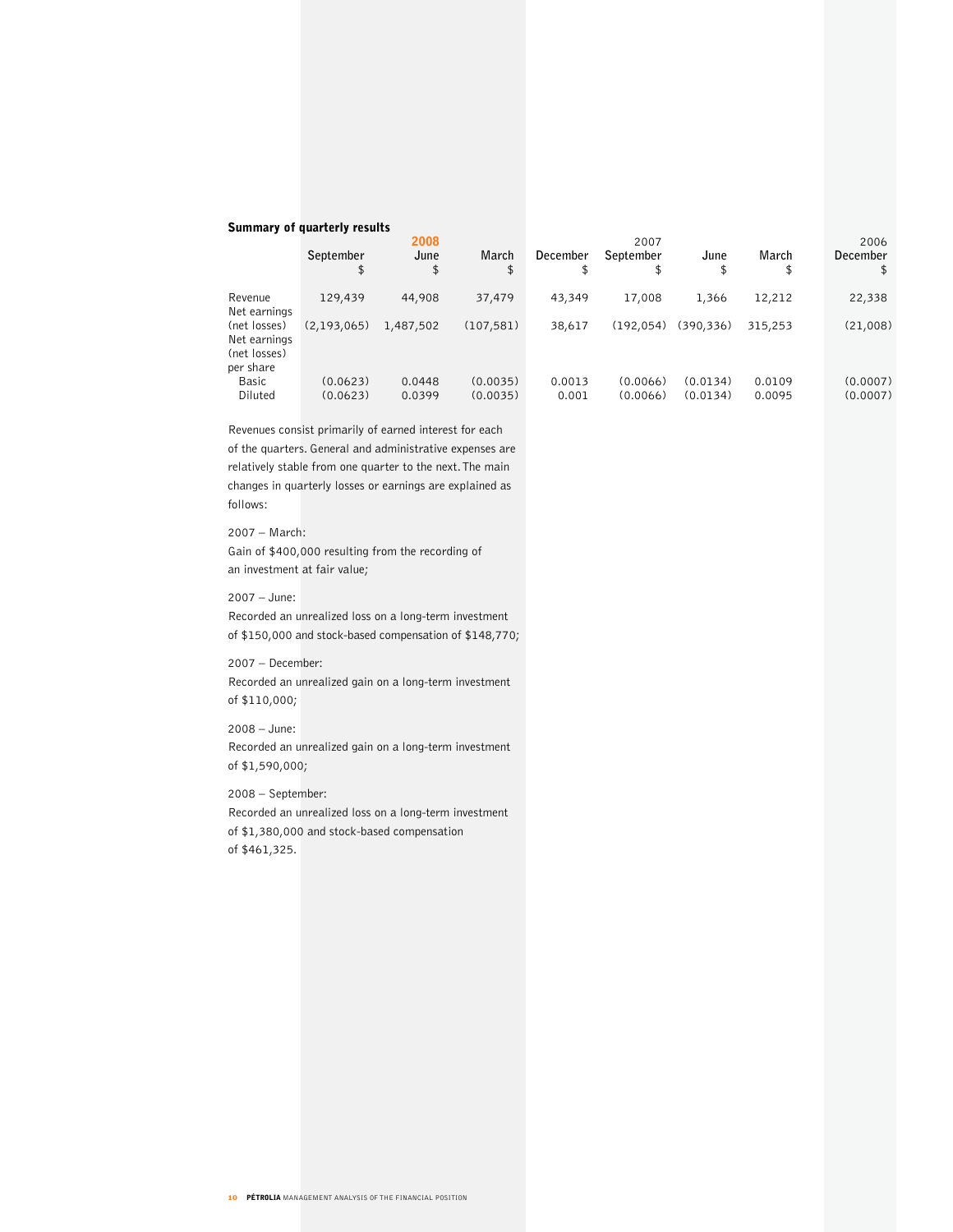## Summary of quarterly results

| | 2008 | | | 2007 | | | | 2006 |
|---|---|---|---|---|---|---|---|---|
| | September<br>$ | June<br>$ | March<br>$ | December<br>$ | September<br>$ | June<br>$ | March<br>$ | December<br>$ |
| Revenue | 129,439 | 44,908 | 37,479 | 43,349 | 17,008 | 1,366 | 12,212 | 22,338 |
| Net earnings (net losses) | (2,193,065) | 1,487,502 | (107,581) | 38,617 | (192,054) | (390,336) | 315,253 | (21,008) |
| Net earnings (net losses) per share | | | | | | | | |
| Basic | (0.0623) | 0.0448 | (0.0035) | 0.0013 | (0.0066) | (0.0134) | 0.0109 | (0.0007) |
| Diluted | (0.0623) | 0.0399 | (0.0035) | 0.001 | (0.0066) | (0.0134) | 0.0095 | (0.0007) |

Revenues consist primarily of earned interest for each of the quarters. General and administrative expenses are relatively stable from one quarter to the next. The main changes in quarterly losses or earnings are explained as follows:

2007 – March:
Gain of $400,000 resulting from the recording of an investment at fair value;

2007 – June:
Recorded an unrealized loss on a long-term investment of $150,000 and stock-based compensation of $148,770;

2007 – December:
Recorded an unrealized gain on a long-term investment of $110,000;

2008 – June:
Recorded an unrealized gain on a long-term investment of $1,590,000;

2008 – September:
Recorded an unrealized loss on a long-term investment of $1,380,000 and stock-based compensation of $461,325.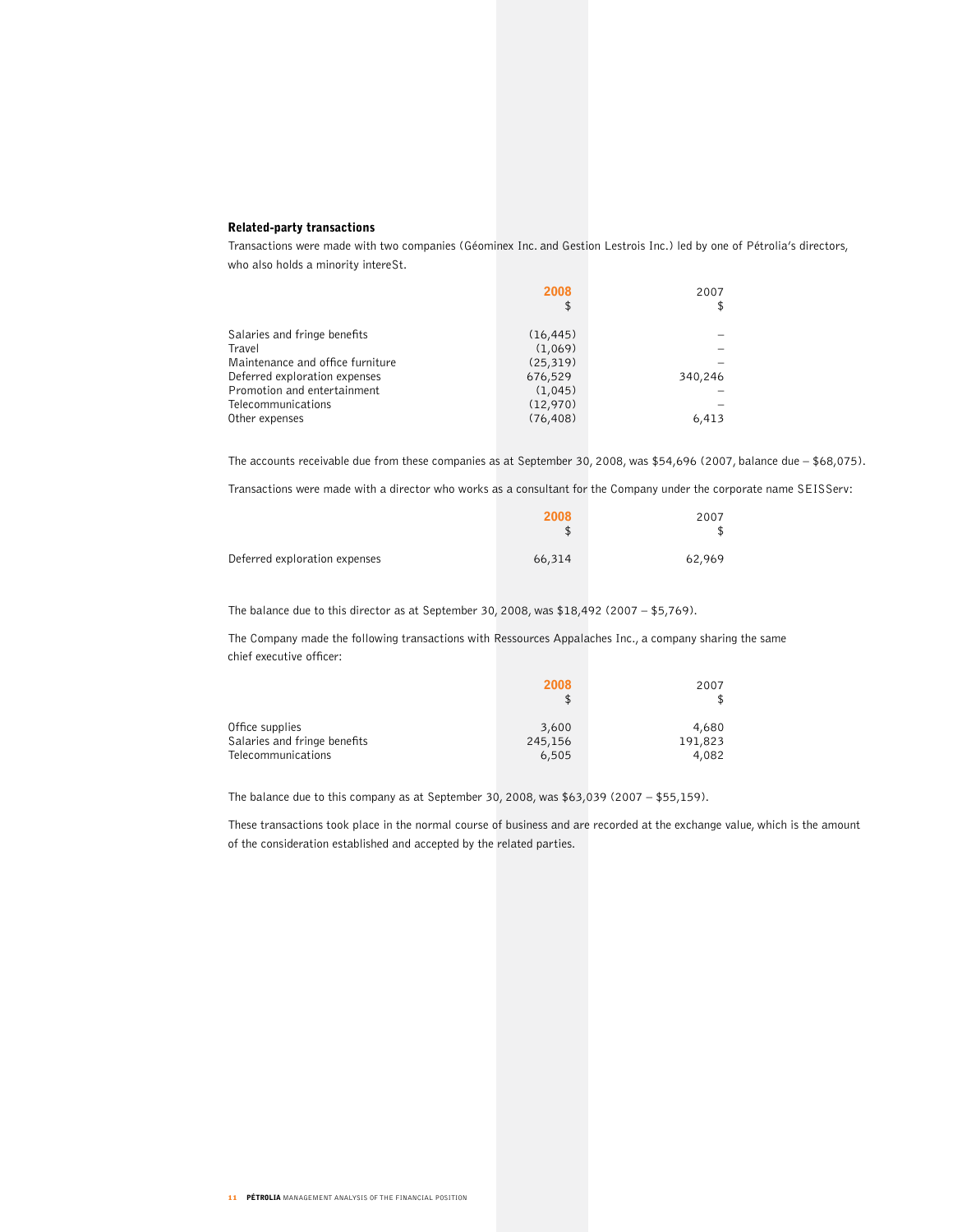### Related-party transactions

Transactions were made with two companies (Géominex Inc. and Gestion Lestrois Inc.) led by one of Pétrolia's directors, who also holds a minority intereSt.

| | 2008<br>$ | 2007<br>$ |
|---|---|---|
| Salaries and fringe benefits | (16,445) | – |
| Travel | (1,069) | – |
| Maintenance and office furniture | (25,319) | – |
| Deferred exploration expenses | 676,529 | 340,246 |
| Promotion and entertainment | (1,045) | – |
| Telecommunications | (12,970) | – |
| Other expenses | (76,408) | 6,413 |

The accounts receivable due from these companies as at September 30, 2008, was $54,696 (2007, balance due – $68,075).

Transactions were made with a director who works as a consultant for the Company under the corporate name SEISServ:

| | 2008<br>$ | 2007<br>$ |
|---|---|---|
| Deferred exploration expenses | 66,314 | 62,969 |

The balance due to this director as at September 30, 2008, was $18,492 (2007 – $5,769).

The Company made the following transactions with Ressources Appalaches Inc., a company sharing the same chief executive officer:

| | 2008<br>$ | 2007<br>$ |
|---|---|---|
| Office supplies | 3,600 | 4,680 |
| Salaries and fringe benefits | 245,156 | 191,823 |
| Telecommunications | 6,505 | 4,082 |

The balance due to this company as at September 30, 2008, was $63,039 (2007 – $55,159).

These transactions took place in the normal course of business and are recorded at the exchange value, which is the amount of the consideration established and accepted by the related parties.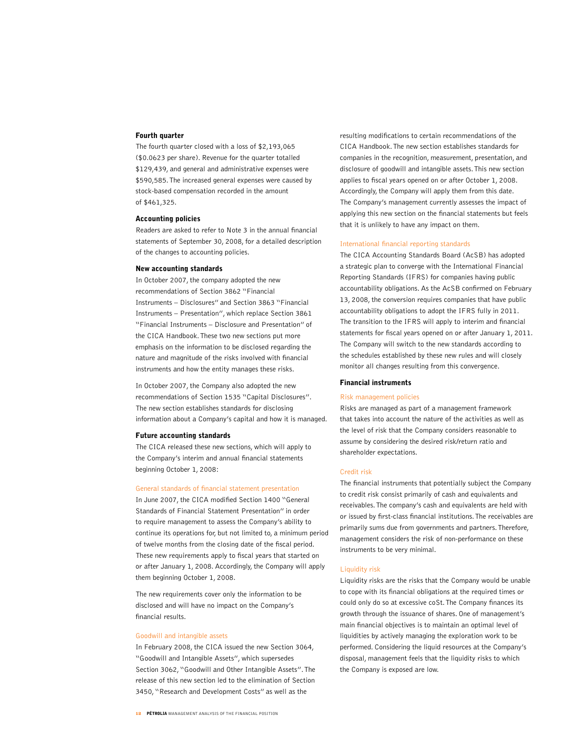### Fourth quarter

The fourth quarter closed with a loss of $2,193,065 ($0.0623 per share). Revenue for the quarter totalled $129,439, and general and administrative expenses were $590,585. The increased general expenses were caused by stock-based compensation recorded in the amount of $461,325.

### Accounting policies

Readers are asked to refer to Note 3 in the annual financial statements of September 30, 2008, for a detailed description of the changes to accounting policies.

### New accounting standards

In October 2007, the company adopted the new recommendations of Section 3862 "Financial Instruments – Disclosures" and Section 3863 "Financial Instruments – Presentation", which replace Section 3861 "Financial Instruments – Disclosure and Presentation" of the CICA Handbook. These two new sections put more emphasis on the information to be disclosed regarding the nature and magnitude of the risks involved with financial instruments and how the entity manages these risks.

In October 2007, the Company also adopted the new recommendations of Section 1535 "Capital Disclosures". The new section establishes standards for disclosing information about a Company's capital and how it is managed.

### Future accounting standards

The CICA released these new sections, which will apply to the Company's interim and annual financial statements beginning October 1, 2008:

#### General standards of financial statement presentation

In June 2007, the CICA modified Section 1400 "General Standards of Financial Statement Presentation" in order to require management to assess the Company's ability to continue its operations for, but not limited to, a minimum period of twelve months from the closing date of the fiscal period. These new requirements apply to fiscal years that started on or after January 1, 2008. Accordingly, the Company will apply them beginning October 1, 2008.

The new requirements cover only the information to be disclosed and will have no impact on the Company's financial results.

#### Goodwill and intangible assets

In February 2008, the CICA issued the new Section 3064, "Goodwill and Intangible Assets", which supersedes Section 3062, "Goodwill and Other Intangible Assets". The release of this new section led to the elimination of Section 3450, "Research and Development Costs" as well as the resulting modifications to certain recommendations of the CICA Handbook. The new section establishes standards for companies in the recognition, measurement, presentation, and disclosure of goodwill and intangible assets. This new section applies to fiscal years opened on or after October 1, 2008. Accordingly, the Company will apply them from this date. The Company's management currently assesses the impact of applying this new section on the financial statements but feels that it is unlikely to have any impact on them.

#### International financial reporting standards

The CICA Accounting Standards Board (AcSB) has adopted a strategic plan to converge with the International Financial Reporting Standards (IFRS) for companies having public accountability obligations. As the AcSB confirmed on February 13, 2008, the conversion requires companies that have public accountability obligations to adopt the IFRS fully in 2011. The transition to the IFRS will apply to interim and financial statements for fiscal years opened on or after January 1, 2011. The Company will switch to the new standards according to the schedules established by these new rules and will closely monitor all changes resulting from this convergence.

### Financial instruments

#### Risk management policies

Risks are managed as part of a management framework that takes into account the nature of the activities as well as the level of risk that the Company considers reasonable to assume by considering the desired risk/return ratio and shareholder expectations.

#### Credit risk

The financial instruments that potentially subject the Company to credit risk consist primarily of cash and equivalents and receivables. The company's cash and equivalents are held with or issued by first-class financial institutions. The receivables are primarily sums due from governments and partners. Therefore, management considers the risk of non-performance on these instruments to be very minimal.

#### Liquidity risk

Liquidity risks are the risks that the Company would be unable to cope with its financial obligations at the required times or could only do so at excessive coSt. The Company finances its growth through the issuance of shares. One of management's main financial objectives is to maintain an optimal level of liquidities by actively managing the exploration work to be performed. Considering the liquid resources at the Company's disposal, management feels that the liquidity risks to which the Company is exposed are low.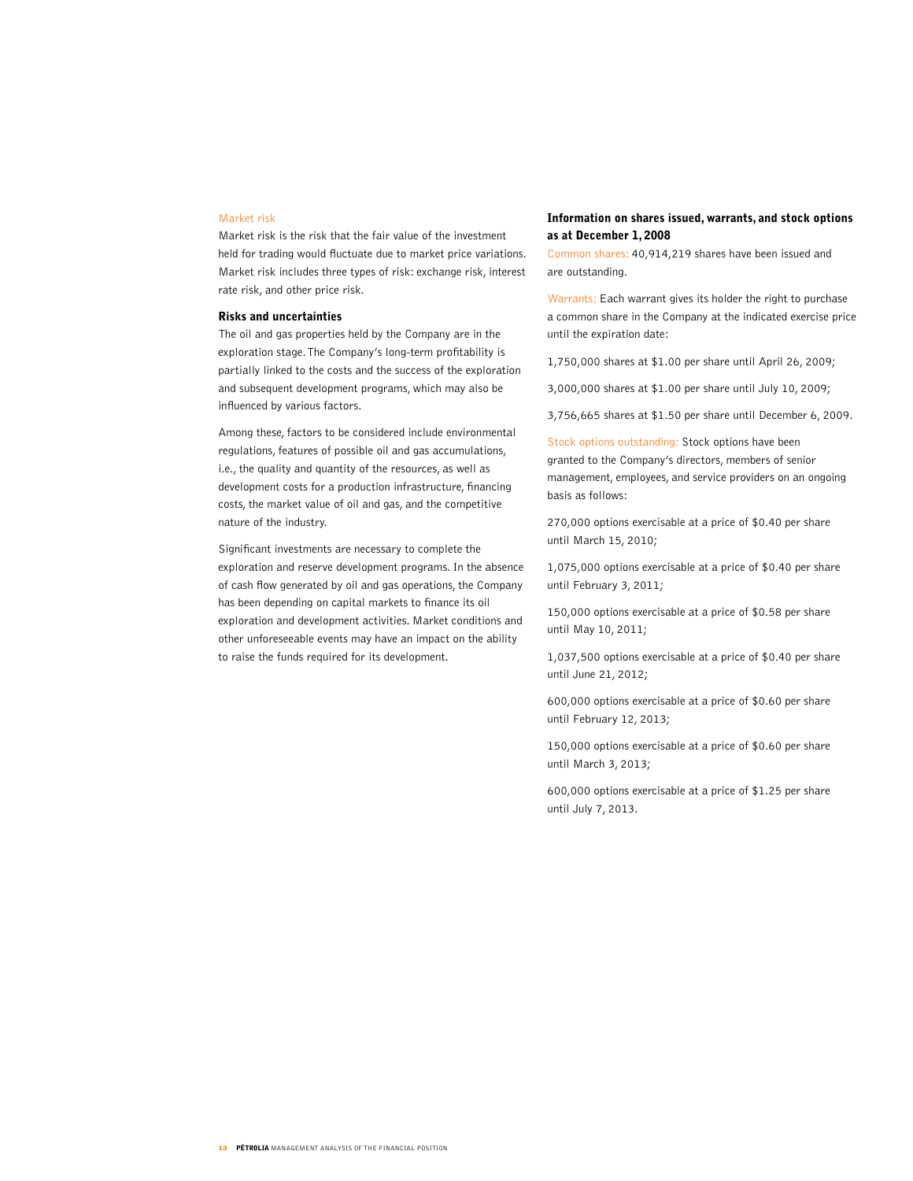### Market risk

Market risk is the risk that the fair value of the investment held for trading would fluctuate due to market price variations. Market risk includes three types of risk: exchange risk, interest rate risk, and other price risk.

## Risks and uncertainties

The oil and gas properties held by the Company are in the exploration stage. The Company's long-term profitability is partially linked to the costs and the success of the exploration and subsequent development programs, which may also be influenced by various factors.

Among these, factors to be considered include environmental regulations, features of possible oil and gas accumulations, i.e., the quality and quantity of the resources, as well as development costs for a production infrastructure, financing costs, the market value of oil and gas, and the competitive nature of the industry.

Significant investments are necessary to complete the exploration and reserve development programs. In the absence of cash flow generated by oil and gas operations, the Company has been depending on capital markets to finance its oil exploration and development activities. Market conditions and other unforeseeable events may have an impact on the ability to raise the funds required for its development.

## Information on shares issued, warrants, and stock options as at December 1, 2008

Common shares: 40,914,219 shares have been issued and are outstanding.

Warrants: Each warrant gives its holder the right to purchase a common share in the Company at the indicated exercise price until the expiration date:

1,750,000 shares at $1.00 per share until April 26, 2009;

3,000,000 shares at $1.00 per share until July 10, 2009;

3,756,665 shares at $1.50 per share until December 6, 2009.

Stock options outstanding: Stock options have been granted to the Company's directors, members of senior management, employees, and service providers on an ongoing basis as follows:

270,000 options exercisable at a price of $0.40 per share until March 15, 2010;

1,075,000 options exercisable at a price of $0.40 per share until February 3, 2011;

150,000 options exercisable at a price of $0.58 per share until May 10, 2011;

1,037,500 options exercisable at a price of $0.40 per share until June 21, 2012;

600,000 options exercisable at a price of $0.60 per share until February 12, 2013;

150,000 options exercisable at a price of $0.60 per share until March 3, 2013;

600,000 options exercisable at a price of $1.25 per share until July 7, 2013.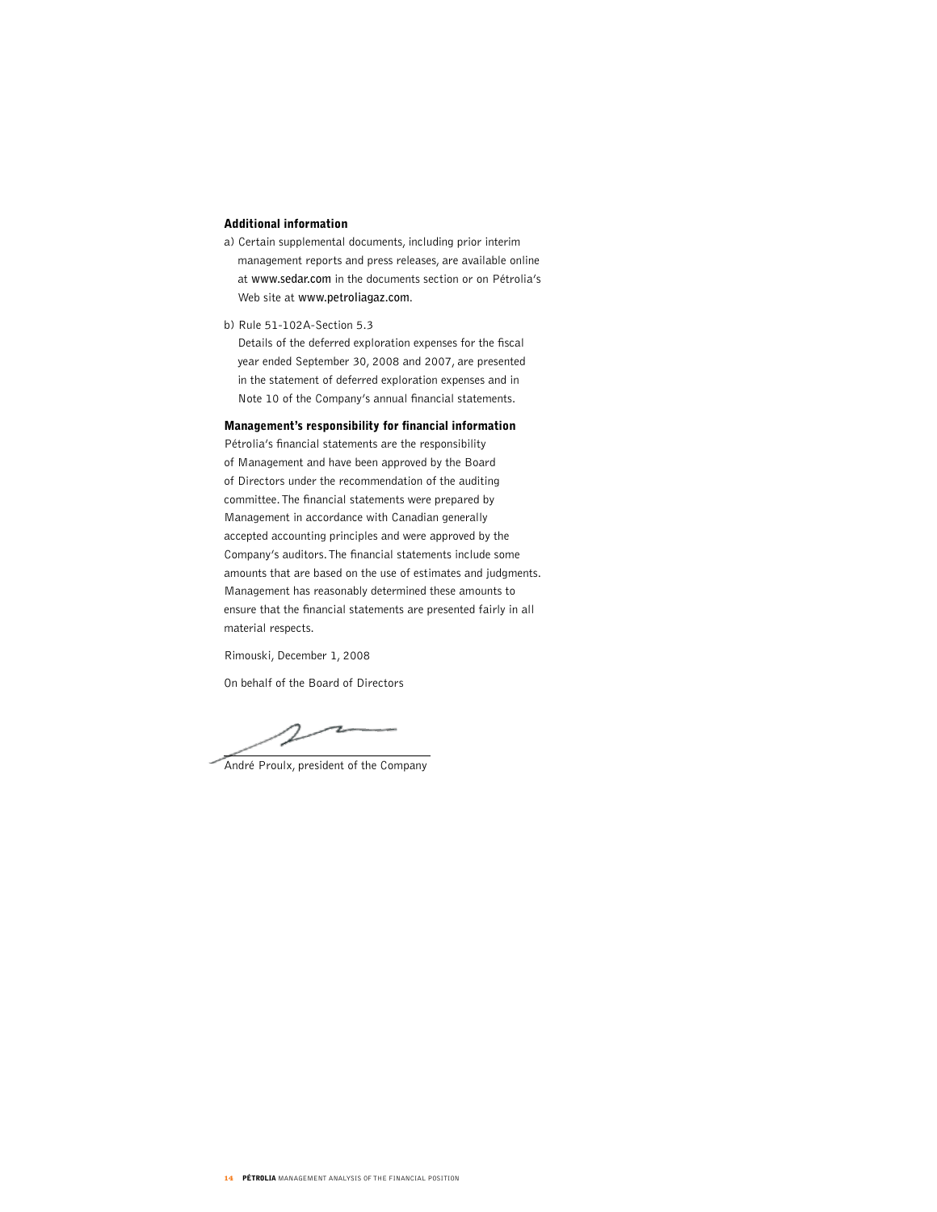### Additional information

a) Certain supplemental documents, including prior interim management reports and press releases, are available online at www.sedar.com in the documents section or on Pétrolia's Web site at www.petroliagaz.com.

b) Rule 51-102A-Section 5.3
Details of the deferred exploration expenses for the fiscal year ended September 30, 2008 and 2007, are presented in the statement of deferred exploration expenses and in Note 10 of the Company's annual financial statements.

### Management's responsibility for financial information

Pétrolia's financial statements are the responsibility of Management and have been approved by the Board of Directors under the recommendation of the auditing committee. The financial statements were prepared by Management in accordance with Canadian generally accepted accounting principles and were approved by the Company's auditors. The financial statements include some amounts that are based on the use of estimates and judgments. Management has reasonably determined these amounts to ensure that the financial statements are presented fairly in all material respects.

Rimouski, December 1, 2008

On behalf of the Board of Directors

André Proulx, president of the Company